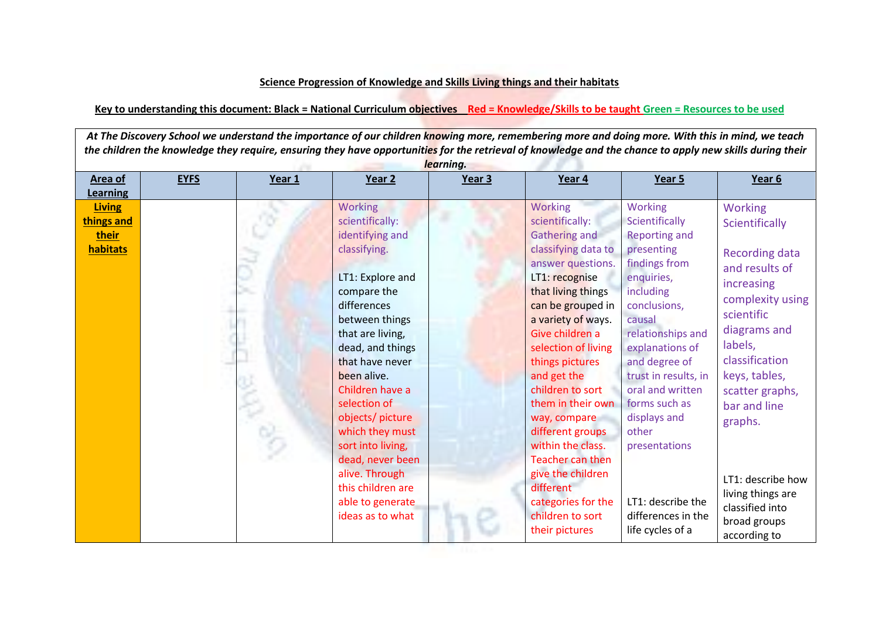**Science Progression of Knowledge and Skills Living things and their habitats**

**Key to understanding this document: Black = National Curriculum objectives Red = Knowledge/Skills to be taught Green = Resources to be used**

| ***At The Discovery School we understand the importance of our children knowing more, remembering more and doing more. With this in mind, we teach the children the knowledge they require, ensuring they have opportunities for the retrieval of knowledge and the chance to apply new skills during their learning.*** | | | | | | | |
|---|---|---|---|---|---|---|---|
| **Area of Learning** | **EYFS** | **Year 1** | **Year 2** | **Year 3** | **Year 4** | **Year 5** | **Year 6** |
| **Living things and their habitats** | | | Working scientifically: identifying and classifying.<br><br>LT1: Explore and compare the differences between things that are living, dead, and things that have never been alive.<br>Children have a selection of objects/ picture which they must sort into living, dead, never been alive. Through this children are able to generate ideas as to what | | Working scientifically: Gathering and classifying data to answer questions.<br>LT1: recognise that living things can be grouped in a variety of ways.<br>Give children a selection of living things pictures and get the children to sort them in their own way, compare different groups within the class. Teacher can then give the children different categories for the children to sort their pictures | Working Scientifically Reporting and presenting findings from enquiries, including conclusions, causal relationships and explanations of and degree of trust in results, in oral and written forms such as displays and other presentations<br><br>LT1: describe the differences in the life cycles of a | Working Scientifically<br><br>Recording data and results of increasing complexity using scientific diagrams and labels, classification keys, tables, scatter graphs, bar and line graphs.<br><br>LT1: describe how living things are classified into broad groups according to |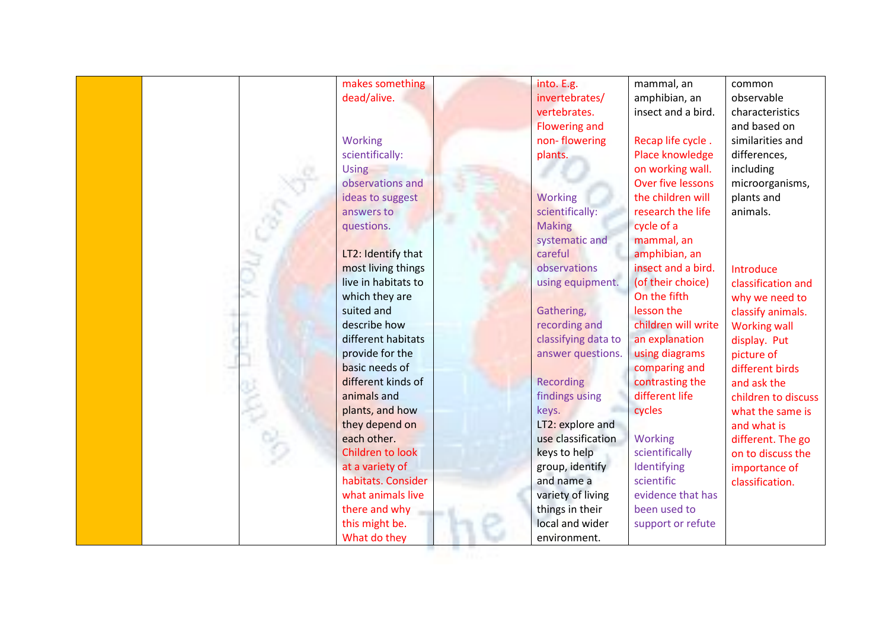| | | | | | | | |
|---|---|---|---|---|---|---|---|
| | | | makes something dead/alive.<br><br>Working scientifically: Using observations and ideas to suggest answers to questions.<br><br>LT2: Identify that most living things live in habitats to which they are suited and describe how different habitats provide for the basic needs of different kinds of animals and plants, and how they depend on each other. Children to look at a variety of habitats. Consider what animals live there and why this might be. What do they | | into. E.g. invertebrates/ vertebrates. Flowering and non- flowering plants.<br><br>Working scientifically: Making systematic and careful observations using equipment.<br><br>Gathering, recording and classifying data to answer questions.<br><br>Recording findings using keys.<br>LT2: explore and use classification keys to help group, identify and name a variety of living things in their local and wider environment. | mammal, an amphibian, an insect and a bird.<br><br>Recap life cycle . Place knowledge on working wall. Over five lessons the children will research the life cycle of a mammal, an amphibian, an insect and a bird. (of their choice) On the fifth lesson the children will write an explanation using diagrams comparing and contrasting the different life cycles<br><br>Working scientifically Identifying scientific evidence that has been used to support or refute | common observable characteristics and based on similarities and differences, including microorganisms, plants and animals.<br><br>Introduce classification and why we need to classify animals. Working wall display. Put picture of different birds and ask the children to discuss what the same is and what is different. The go on to discuss the importance of classification. |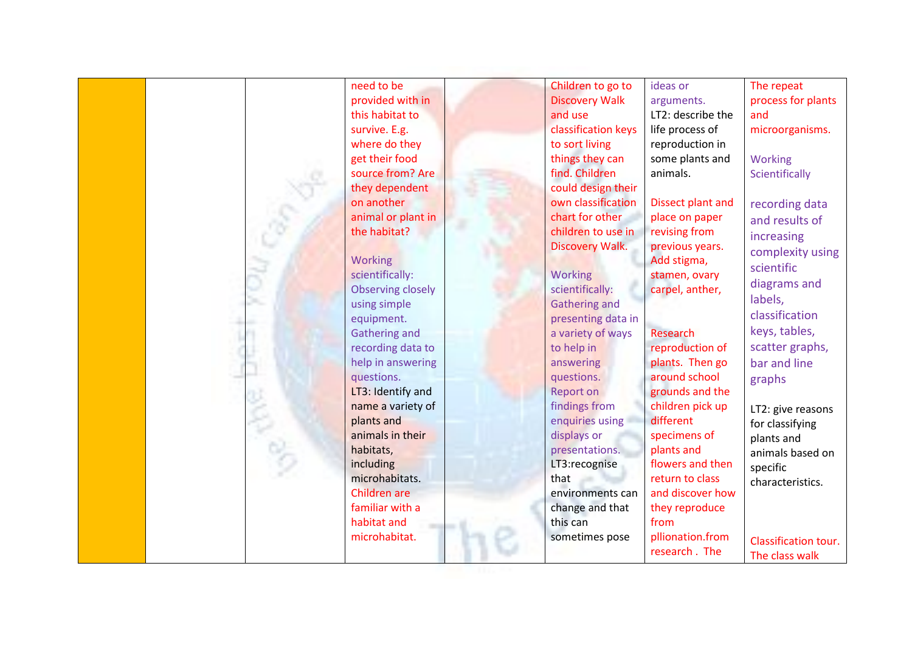| | | | | | | | |
|---|---|---|---|---|---|---|---|
| | | | need to be provided with in this habitat to survive. E.g. where do they get their food source from? Are they dependent on another animal or plant in the habitat?<br><br>Working scientifically: Observing closely using simple equipment. Gathering and recording data to help in answering questions.<br>LT3: Identify and name a variety of plants and animals in their habitats, including microhabitats.<br>Children are familiar with a habitat and microhabitat. | | Children to go to Discovery Walk and use classification keys to sort living things they can find. Children could design their own classification chart for other children to use in Discovery Walk.<br><br>Working scientifically: Gathering and presenting data in a variety of ways to help in answering questions. Report on findings from enquiries using displays or presentations.<br>LT3:recognise that environments can change and that this can sometimes pose | ideas or arguments.<br>LT2: describe the life process of reproduction in some plants and animals.<br><br>Dissect plant and place on paper revising from previous years. Add stigma, stamen, ovary carpel, anther,<br><br>Research reproduction of plants. Then go around school grounds and the children pick up different specimens of plants and flowers and then return to class and discover how they reproduce from pllionation.from research . The | The repeat process for plants and microorganisms.<br><br>Working Scientifically<br><br>recording data and results of increasing complexity using scientific diagrams and labels, classification keys, tables, scatter graphs, bar and line graphs<br><br>LT2: give reasons for classifying plants and animals based on specific characteristics.<br><br>Classification tour. The class walk |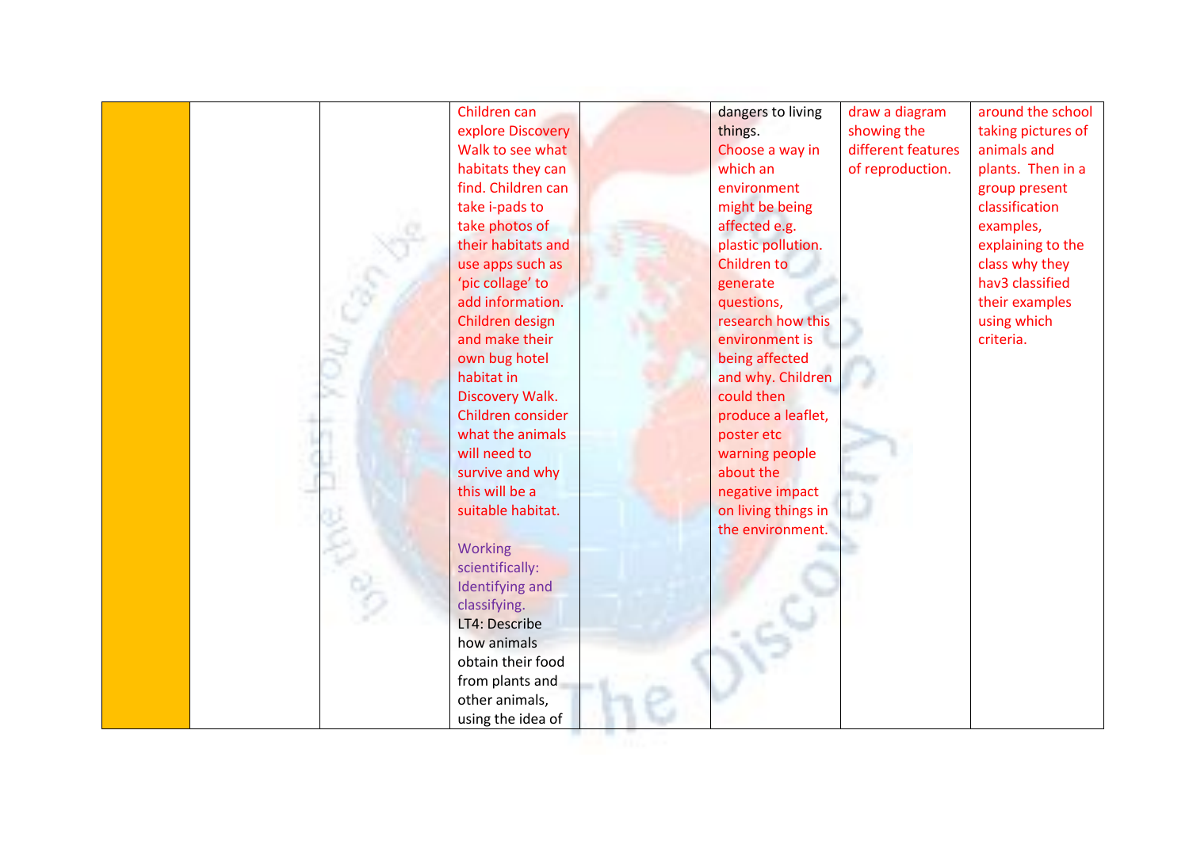|  |  |  | Children can explore Discovery Walk to see what habitats they can find. Children can take i-pads to take photos of their habitats and use apps such as 'pic collage' to add information. Children design and make their own bug hotel habitat in Discovery Walk. Children consider what the animals will need to survive and why this will be a suitable habitat.<br><br>Working scientifically: Identifying and classifying.<br>LT4: Describe how animals obtain their food from plants and other animals, using the idea of |  | dangers to living things.<br>Choose a way in which an environment might be being affected e.g. plastic pollution. Children to generate questions, research how this environment is being affected and why. Children could then produce a leaflet, poster etc warning people about the negative impact on living things in the environment. | draw a diagram showing the different features of reproduction. | around the school taking pictures of animals and plants. Then in a group present classification examples, explaining to the class why they hav3 classified their examples using which criteria. |
|---|---|---|---|---|---|---|---|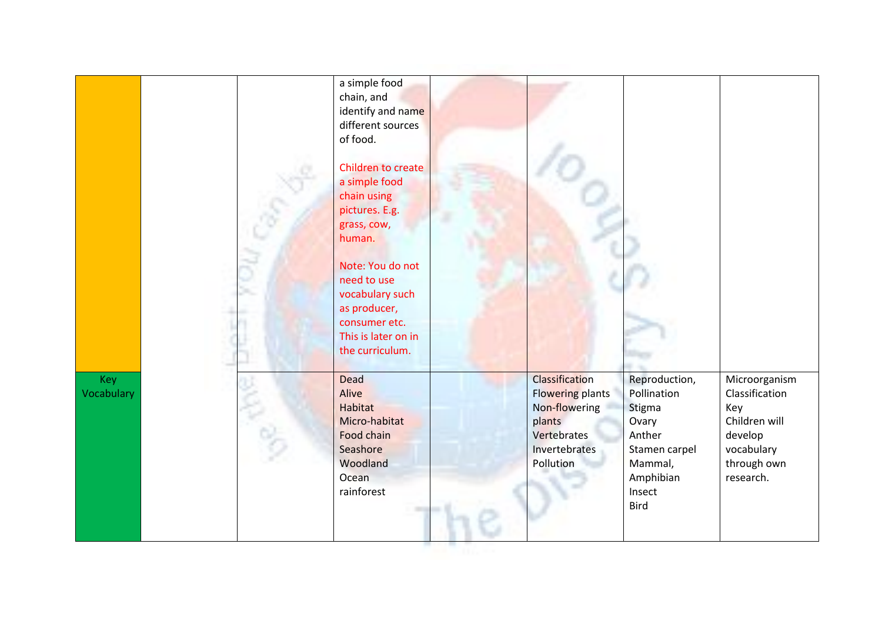|  |  |  | a simple food chain, and identify and name different sources of food.<br><br>Children to create a simple food chain using pictures. E.g. grass, cow, human.<br><br>Note: You do not need to use vocabulary such as producer, consumer etc. This is later on in the curriculum. |  |  |  |  |
|---|---|---|---|---|---|---|---|
| Key Vocabulary |  |  | Dead<br>Alive<br>Habitat<br>Micro-habitat<br>Food chain<br>Seashore<br>Woodland<br>Ocean<br>rainforest |  | Classification<br>Flowering plants<br>Non-flowering plants<br>Vertebrates<br>Invertebrates<br>Pollution | Reproduction,<br>Pollination<br>Stigma<br>Ovary<br>Anther<br>Stamen carpel<br>Mammal,<br>Amphibian<br>Insect<br>Bird | Microorganism<br>Classification<br>Key<br>Children will develop vocabulary through own research. |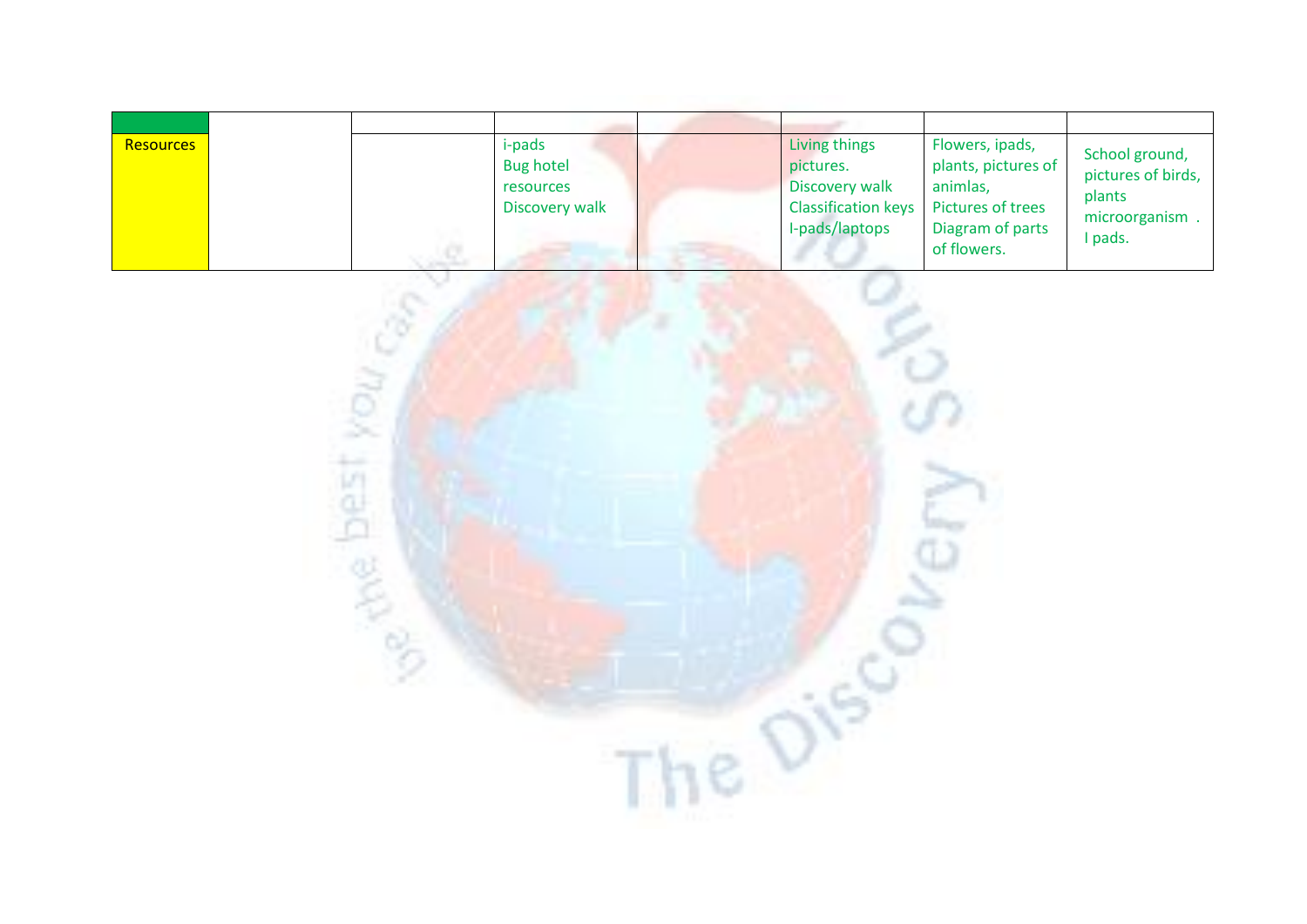| | | | | | | | |
|---|---|---|---|---|---|---|---|
| Resources | | | i-pads<br>Bug hotel<br>resources<br>Discovery walk | | Living things<br>pictures.<br>Discovery walk<br>Classification keys<br>I-pads/laptops | Flowers, ipads,<br>plants, pictures of<br>animlas,<br>Pictures of trees<br>Diagram of parts<br>of flowers. | School ground,<br>pictures of birds,<br>plants<br>microorganism .<br>I pads. |